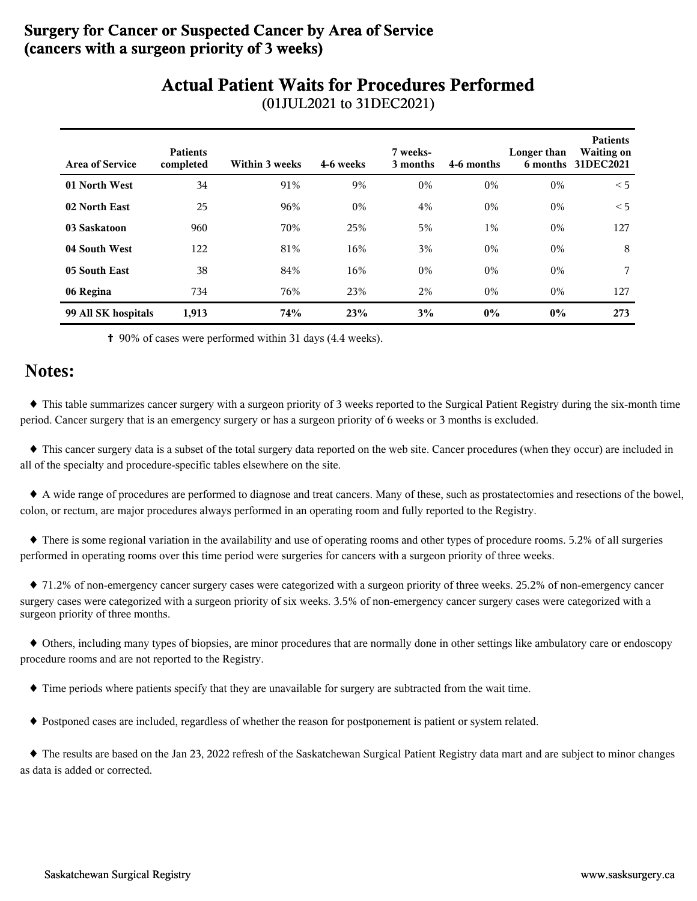# Surgery for Cancer or Suspected Cancer by Area of Service (cancers with a surgeon priority of 3 weeks)

## Actual Patient Waits for Procedures Performed

(01JUL2021 to 31DEC2021)

| Area of Service | Patients completed | Within 3 weeks | 4-6 weeks | 7 weeks-3 months | 4-6 months | Longer than 6 months | Patients Waiting on 31DEC2021 |
|---|---|---|---|---|---|---|---|
| **01 North West** | 34 | 91% | 9% | 0% | 0% | 0% | < 5 |
| **02 North East** | 25 | 96% | 0% | 4% | 0% | 0% | < 5 |
| **03 Saskatoon** | 960 | 70% | 25% | 5% | 1% | 0% | 127 |
| **04 South West** | 122 | 81% | 16% | 3% | 0% | 0% | 8 |
| **05 South East** | 38 | 84% | 16% | 0% | 0% | 0% | 7 |
| **06 Regina** | 734 | 76% | 23% | 2% | 0% | 0% | 127 |
| **99 All SK hospitals** | **1,913** | **74%** | **23%** | **3%** | **0%** | **0%** | **273** |

✝ 90% of cases were performed within 31 days (4.4 weeks).

## Notes:

♦ This table summarizes cancer surgery with a surgeon priority of 3 weeks reported to the Surgical Patient Registry during the six-month time period. Cancer surgery that is an emergency surgery or has a surgeon priority of 6 weeks or 3 months is excluded.

♦ This cancer surgery data is a subset of the total surgery data reported on the web site. Cancer procedures (when they occur) are included in all of the specialty and procedure-specific tables elsewhere on the site.

♦ A wide range of procedures are performed to diagnose and treat cancers. Many of these, such as prostatectomies and resections of the bowel, colon, or rectum, are major procedures always performed in an operating room and fully reported to the Registry.

♦ There is some regional variation in the availability and use of operating rooms and other types of procedure rooms. 5.2% of all surgeries performed in operating rooms over this time period were surgeries for cancers with a surgeon priority of three weeks.

♦ 71.2% of non-emergency cancer surgery cases were categorized with a surgeon priority of three weeks. 25.2% of non-emergency cancer surgery cases were categorized with a surgeon priority of six weeks. 3.5% of non-emergency cancer surgery cases were categorized with a surgeon priority of three months.

♦ Others, including many types of biopsies, are minor procedures that are normally done in other settings like ambulatory care or endoscopy procedure rooms and are not reported to the Registry.

♦ Time periods where patients specify that they are unavailable for surgery are subtracted from the wait time.

♦ Postponed cases are included, regardless of whether the reason for postponement is patient or system related.

♦ The results are based on the Jan 23, 2022 refresh of the Saskatchewan Surgical Patient Registry data mart and are subject to minor changes as data is added or corrected.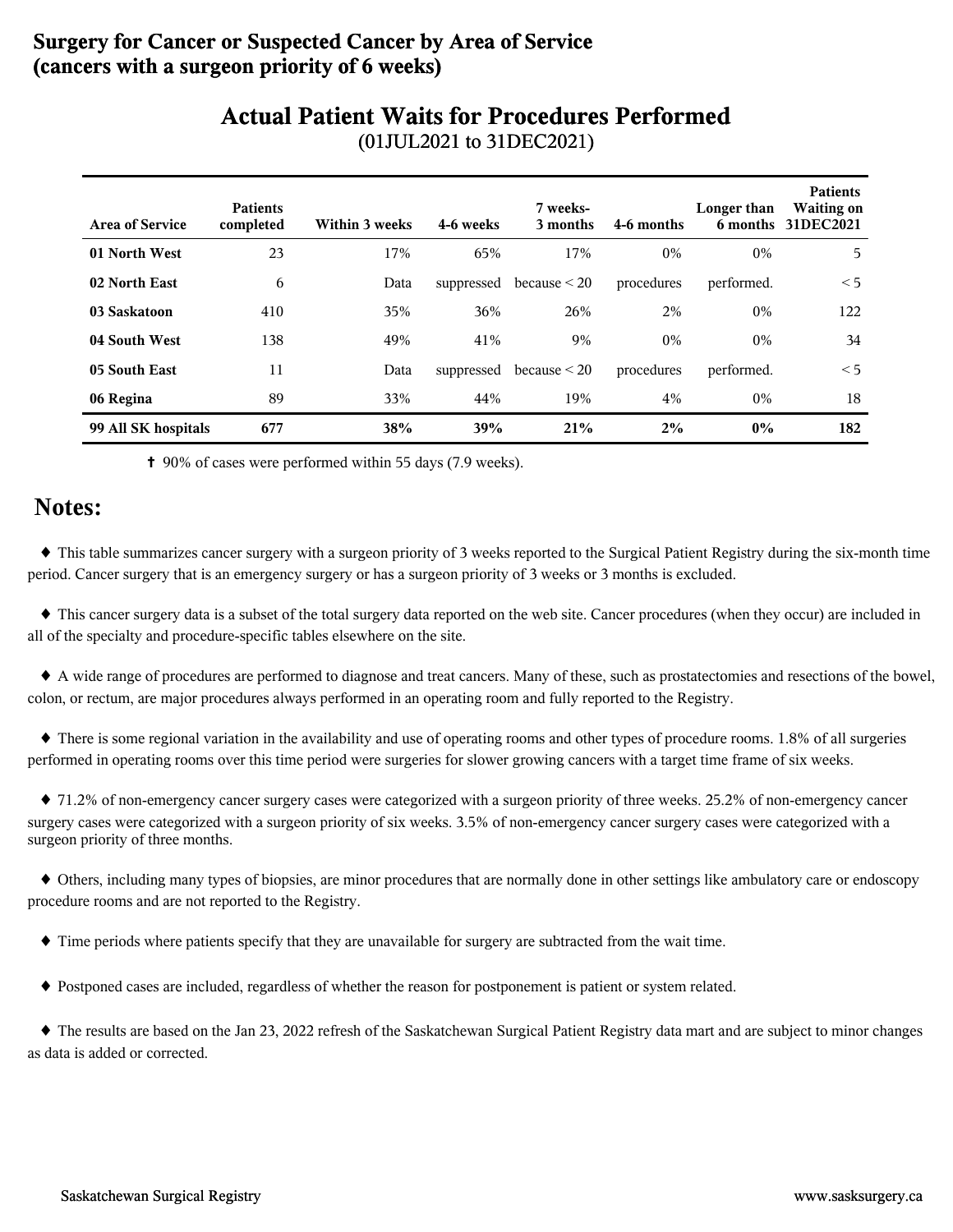# Surgery for Cancer or Suspected Cancer by Area of Service (cancers with a surgeon priority of 6 weeks)

## Actual Patient Waits for Procedures Performed

(01JUL2021 to 31DEC2021)

| Area of Service | Patients completed | Within 3 weeks | 4-6 weeks | 7 weeks-3 months | 4-6 months | Longer than 6 months | Patients Waiting on 31DEC2021 |
|---|---|---|---|---|---|---|---|
| **01 North West** | 23 | 17% | 65% | 17% | 0% | 0% | 5 |
| **02 North East** | 6 | Data | suppressed | because < 20 | procedures | performed. | < 5 |
| **03 Saskatoon** | 410 | 35% | 36% | 26% | 2% | 0% | 122 |
| **04 South West** | 138 | 49% | 41% | 9% | 0% | 0% | 34 |
| **05 South East** | 11 | Data | suppressed | because < 20 | procedures | performed. | < 5 |
| **06 Regina** | 89 | 33% | 44% | 19% | 4% | 0% | 18 |
| **99 All SK hospitals** | **677** | **38%** | **39%** | **21%** | **2%** | **0%** | **182** |

✝ 90% of cases were performed within 55 days (7.9 weeks).

## Notes:

♦ This table summarizes cancer surgery with a surgeon priority of 3 weeks reported to the Surgical Patient Registry during the six-month time period. Cancer surgery that is an emergency surgery or has a surgeon priority of 3 weeks or 3 months is excluded.

♦ This cancer surgery data is a subset of the total surgery data reported on the web site. Cancer procedures (when they occur) are included in all of the specialty and procedure-specific tables elsewhere on the site.

♦ A wide range of procedures are performed to diagnose and treat cancers. Many of these, such as prostatectomies and resections of the bowel, colon, or rectum, are major procedures always performed in an operating room and fully reported to the Registry.

♦ There is some regional variation in the availability and use of operating rooms and other types of procedure rooms. 1.8% of all surgeries performed in operating rooms over this time period were surgeries for slower growing cancers with a target time frame of six weeks.

♦ 71.2% of non-emergency cancer surgery cases were categorized with a surgeon priority of three weeks. 25.2% of non-emergency cancer surgery cases were categorized with a surgeon priority of six weeks. 3.5% of non-emergency cancer surgery cases were categorized with a surgeon priority of three months.

♦ Others, including many types of biopsies, are minor procedures that are normally done in other settings like ambulatory care or endoscopy procedure rooms and are not reported to the Registry.

♦ Time periods where patients specify that they are unavailable for surgery are subtracted from the wait time.

♦ Postponed cases are included, regardless of whether the reason for postponement is patient or system related.

♦ The results are based on the Jan 23, 2022 refresh of the Saskatchewan Surgical Patient Registry data mart and are subject to minor changes as data is added or corrected.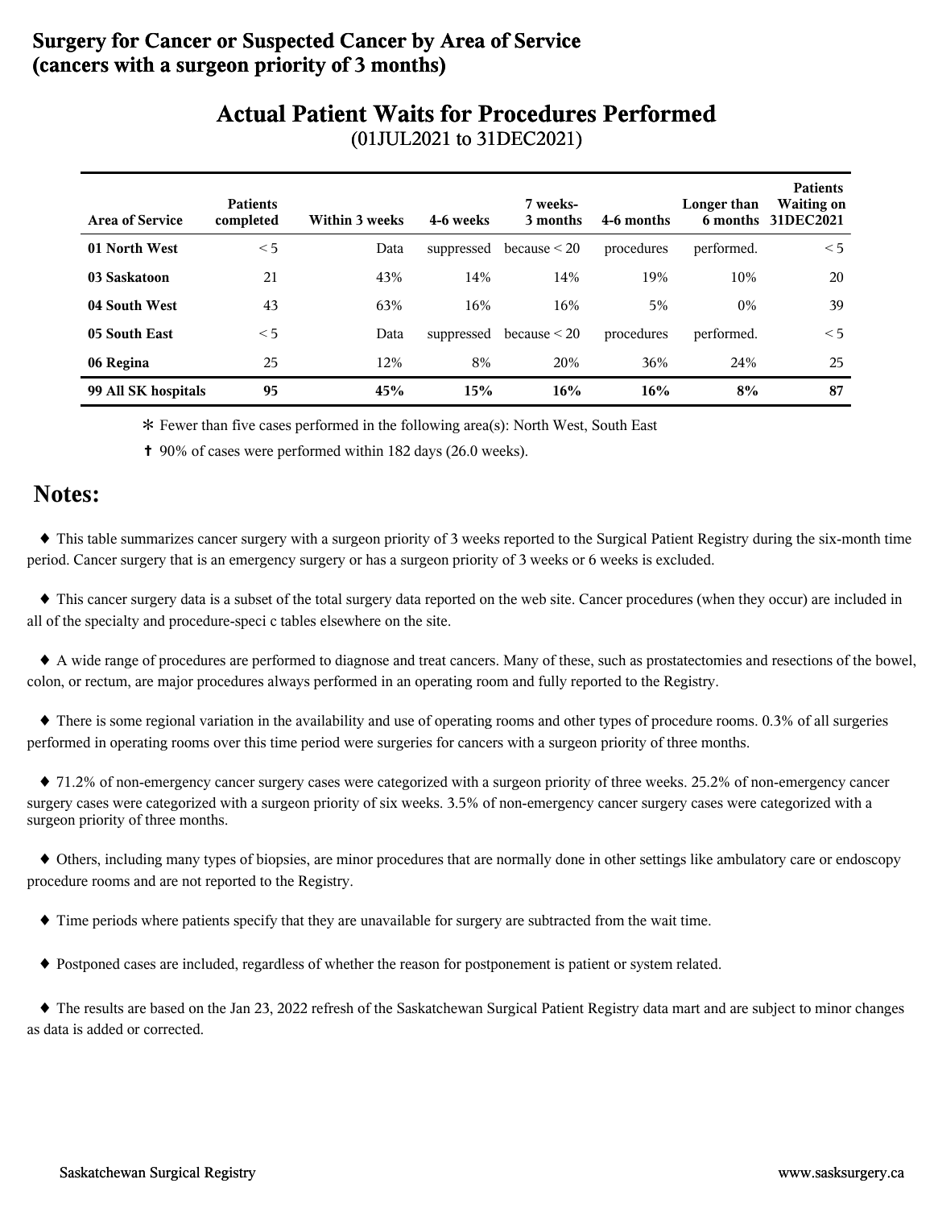# Surgery for Cancer or Suspected Cancer by Area of Service (cancers with a surgeon priority of 3 months)

## Actual Patient Waits for Procedures Performed

(01JUL2021 to 31DEC2021)

| Area of Service | Patients completed | Within 3 weeks | 4-6 weeks | 7 weeks-3 months | 4-6 months | Longer than 6 months | Patients Waiting on 31DEC2021 |
|---|---|---|---|---|---|---|---|
| **01 North West** | < 5 | Data | suppressed | because < 20 | procedures | performed. | < 5 |
| **03 Saskatoon** | 21 | 43% | 14% | 14% | 19% | 10% | 20 |
| **04 South West** | 43 | 63% | 16% | 16% | 5% | 0% | 39 |
| **05 South East** | < 5 | Data | suppressed | because < 20 | procedures | performed. | < 5 |
| **06 Regina** | 25 | 12% | 8% | 20% | 36% | 24% | 25 |
| **99 All SK hospitals** | **95** | **45%** | **15%** | **16%** | **16%** | **8%** | **87** |

∗ Fewer than five cases performed in the following area(s): North West, South East

† 90% of cases were performed within 182 days (26.0 weeks).

## Notes:

♦ This table summarizes cancer surgery with a surgeon priority of 3 weeks reported to the Surgical Patient Registry during the six-month time period. Cancer surgery that is an emergency surgery or has a surgeon priority of 3 weeks or 6 weeks is excluded.

♦ This cancer surgery data is a subset of the total surgery data reported on the web site. Cancer procedures (when they occur) are included in all of the specialty and procedure-speci c tables elsewhere on the site.

♦ A wide range of procedures are performed to diagnose and treat cancers. Many of these, such as prostatectomies and resections of the bowel, colon, or rectum, are major procedures always performed in an operating room and fully reported to the Registry.

♦ There is some regional variation in the availability and use of operating rooms and other types of procedure rooms. 0.3% of all surgeries performed in operating rooms over this time period were surgeries for cancers with a surgeon priority of three months.

♦ 71.2% of non-emergency cancer surgery cases were categorized with a surgeon priority of three weeks. 25.2% of non-emergency cancer surgery cases were categorized with a surgeon priority of six weeks. 3.5% of non-emergency cancer surgery cases were categorized with a surgeon priority of three months.

♦ Others, including many types of biopsies, are minor procedures that are normally done in other settings like ambulatory care or endoscopy procedure rooms and are not reported to the Registry.

♦ Time periods where patients specify that they are unavailable for surgery are subtracted from the wait time.

♦ Postponed cases are included, regardless of whether the reason for postponement is patient or system related.

♦ The results are based on the Jan 23, 2022 refresh of the Saskatchewan Surgical Patient Registry data mart and are subject to minor changes as data is added or corrected.